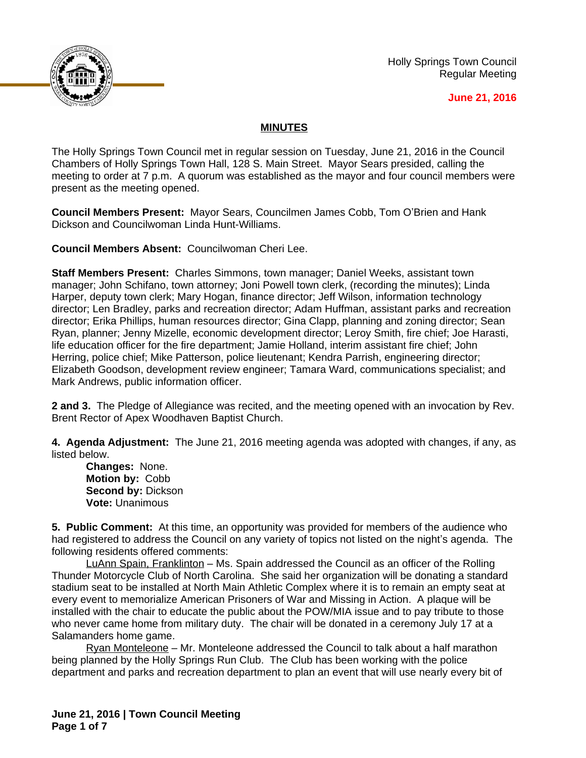Holly Springs Town Council
Regular Meeting

**June 21, 2016**

## MINUTES

The Holly Springs Town Council met in regular session on Tuesday, June 21, 2016 in the Council Chambers of Holly Springs Town Hall, 128 S. Main Street. Mayor Sears presided, calling the meeting to order at 7 p.m. A quorum was established as the mayor and four council members were present as the meeting opened.

**Council Members Present:** Mayor Sears, Councilmen James Cobb, Tom O'Brien and Hank Dickson and Councilwoman Linda Hunt-Williams.

**Council Members Absent:** Councilwoman Cheri Lee.

**Staff Members Present:** Charles Simmons, town manager; Daniel Weeks, assistant town manager; John Schifano, town attorney; Joni Powell town clerk, (recording the minutes); Linda Harper, deputy town clerk; Mary Hogan, finance director; Jeff Wilson, information technology director; Len Bradley, parks and recreation director; Adam Huffman, assistant parks and recreation director; Erika Phillips, human resources director; Gina Clapp, planning and zoning director; Sean Ryan, planner; Jenny Mizelle, economic development director; Leroy Smith, fire chief; Joe Harasti, life education officer for the fire department; Jamie Holland, interim assistant fire chief; John Herring, police chief; Mike Patterson, police lieutenant; Kendra Parrish, engineering director; Elizabeth Goodson, development review engineer; Tamara Ward, communications specialist; and Mark Andrews, public information officer.

**2 and 3.** The Pledge of Allegiance was recited, and the meeting opened with an invocation by Rev. Brent Rector of Apex Woodhaven Baptist Church.

**4. Agenda Adjustment:** The June 21, 2016 meeting agenda was adopted with changes, if any, as listed below.

**Changes:** None.
**Motion by:** Cobb
**Second by:** Dickson
**Vote:** Unanimous

**5. Public Comment:** At this time, an opportunity was provided for members of the audience who had registered to address the Council on any variety of topics not listed on the night's agenda. The following residents offered comments:

LuAnn Spain, Franklinton – Ms. Spain addressed the Council as an officer of the Rolling Thunder Motorcycle Club of North Carolina. She said her organization will be donating a standard stadium seat to be installed at North Main Athletic Complex where it is to remain an empty seat at every event to memorialize American Prisoners of War and Missing in Action. A plaque will be installed with the chair to educate the public about the POW/MIA issue and to pay tribute to those who never came home from military duty. The chair will be donated in a ceremony July 17 at a Salamanders home game.

Ryan Monteleone – Mr. Monteleone addressed the Council to talk about a half marathon being planned by the Holly Springs Run Club. The Club has been working with the police department and parks and recreation department to plan an event that will use nearly every bit of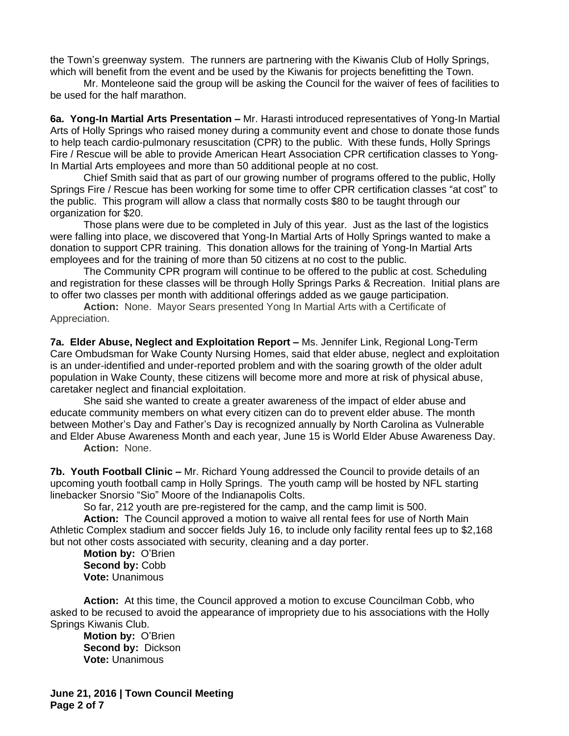the Town's greenway system. The runners are partnering with the Kiwanis Club of Holly Springs, which will benefit from the event and be used by the Kiwanis for projects benefitting the Town.

Mr. Monteleone said the group will be asking the Council for the waiver of fees of facilities to be used for the half marathon.

**6a. Yong-In Martial Arts Presentation –** Mr. Harasti introduced representatives of Yong-In Martial Arts of Holly Springs who raised money during a community event and chose to donate those funds to help teach cardio-pulmonary resuscitation (CPR) to the public. With these funds, Holly Springs Fire / Rescue will be able to provide American Heart Association CPR certification classes to Yong-In Martial Arts employees and more than 50 additional people at no cost.

Chief Smith said that as part of our growing number of programs offered to the public, Holly Springs Fire / Rescue has been working for some time to offer CPR certification classes "at cost" to the public. This program will allow a class that normally costs $80 to be taught through our organization for $20.

Those plans were due to be completed in July of this year. Just as the last of the logistics were falling into place, we discovered that Yong-In Martial Arts of Holly Springs wanted to make a donation to support CPR training. This donation allows for the training of Yong-In Martial Arts employees and for the training of more than 50 citizens at no cost to the public.

The Community CPR program will continue to be offered to the public at cost. Scheduling and registration for these classes will be through Holly Springs Parks & Recreation. Initial plans are to offer two classes per month with additional offerings added as we gauge participation.

**Action:** None. Mayor Sears presented Yong In Martial Arts with a Certificate of Appreciation.

**7a. Elder Abuse, Neglect and Exploitation Report –** Ms. Jennifer Link, Regional Long-Term Care Ombudsman for Wake County Nursing Homes, said that elder abuse, neglect and exploitation is an under-identified and under-reported problem and with the soaring growth of the older adult population in Wake County, these citizens will become more and more at risk of physical abuse, caretaker neglect and financial exploitation.

She said she wanted to create a greater awareness of the impact of elder abuse and educate community members on what every citizen can do to prevent elder abuse. The month between Mother's Day and Father's Day is recognized annually by North Carolina as Vulnerable and Elder Abuse Awareness Month and each year, June 15 is World Elder Abuse Awareness Day.

**Action:** None.

**7b. Youth Football Clinic –** Mr. Richard Young addressed the Council to provide details of an upcoming youth football camp in Holly Springs. The youth camp will be hosted by NFL starting linebacker Snorsio "Sio" Moore of the Indianapolis Colts.

So far, 212 youth are pre-registered for the camp, and the camp limit is 500.

**Action:** The Council approved a motion to waive all rental fees for use of North Main Athletic Complex stadium and soccer fields July 16, to include only facility rental fees up to $2,168 but not other costs associated with security, cleaning and a day porter.

**Motion by:** O'Brien
**Second by:** Cobb
**Vote:** Unanimous

**Action:** At this time, the Council approved a motion to excuse Councilman Cobb, who asked to be recused to avoid the appearance of impropriety due to his associations with the Holly Springs Kiwanis Club.

**Motion by:** O'Brien
**Second by:** Dickson
**Vote:** Unanimous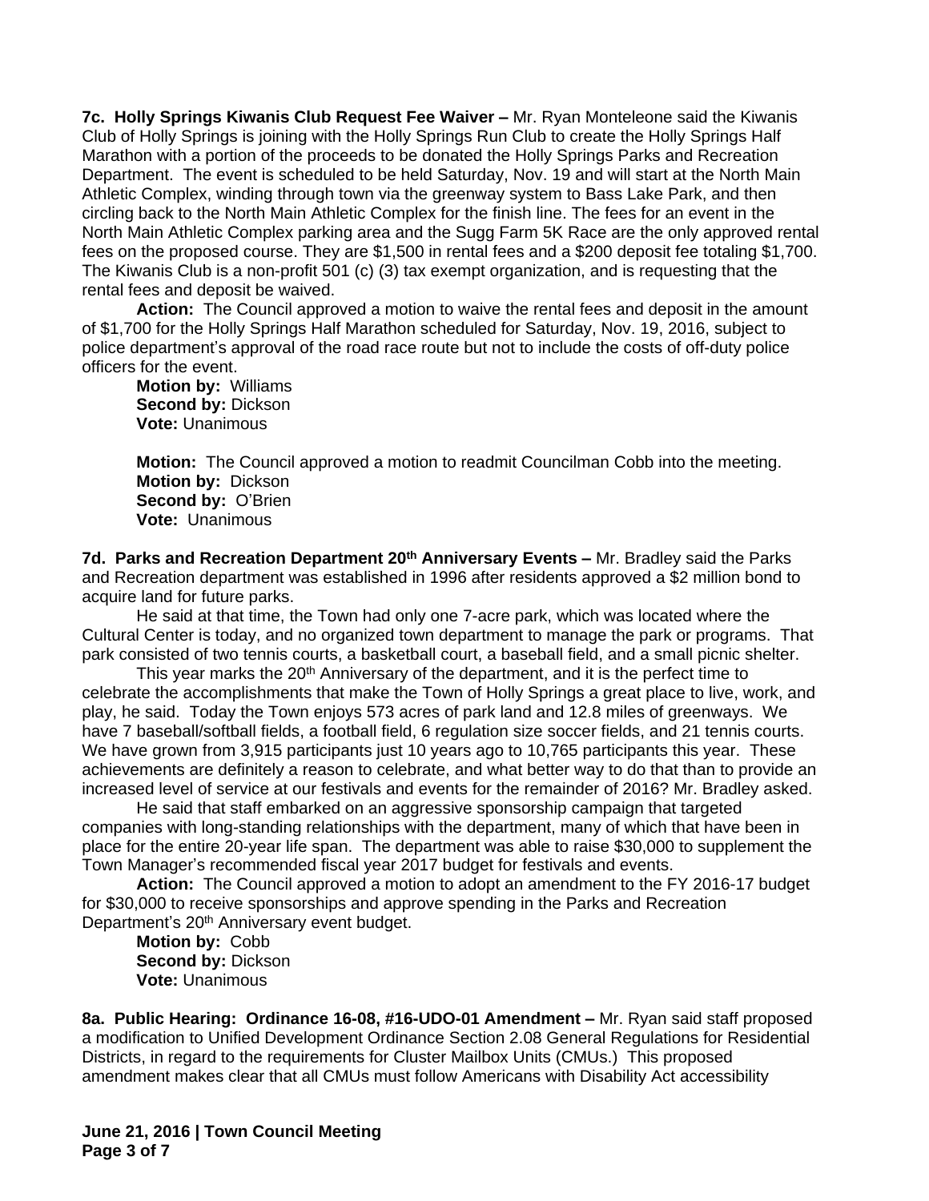**7c. Holly Springs Kiwanis Club Request Fee Waiver –** Mr. Ryan Monteleone said the Kiwanis Club of Holly Springs is joining with the Holly Springs Run Club to create the Holly Springs Half Marathon with a portion of the proceeds to be donated the Holly Springs Parks and Recreation Department. The event is scheduled to be held Saturday, Nov. 19 and will start at the North Main Athletic Complex, winding through town via the greenway system to Bass Lake Park, and then circling back to the North Main Athletic Complex for the finish line. The fees for an event in the North Main Athletic Complex parking area and the Sugg Farm 5K Race are the only approved rental fees on the proposed course. They are $1,500 in rental fees and a $200 deposit fee totaling $1,700. The Kiwanis Club is a non-profit 501 (c) (3) tax exempt organization, and is requesting that the rental fees and deposit be waived.

**Action:** The Council approved a motion to waive the rental fees and deposit in the amount of $1,700 for the Holly Springs Half Marathon scheduled for Saturday, Nov. 19, 2016, subject to police department's approval of the road race route but not to include the costs of off-duty police officers for the event.

**Motion by:** Williams
**Second by:** Dickson
**Vote:** Unanimous

**Motion:** The Council approved a motion to readmit Councilman Cobb into the meeting.
**Motion by:** Dickson
**Second by:** O'Brien
**Vote:** Unanimous

**7d. Parks and Recreation Department 20th Anniversary Events –** Mr. Bradley said the Parks and Recreation department was established in 1996 after residents approved a $2 million bond to acquire land for future parks.

He said at that time, the Town had only one 7-acre park, which was located where the Cultural Center is today, and no organized town department to manage the park or programs. That park consisted of two tennis courts, a basketball court, a baseball field, and a small picnic shelter.

This year marks the 20th Anniversary of the department, and it is the perfect time to celebrate the accomplishments that make the Town of Holly Springs a great place to live, work, and play, he said. Today the Town enjoys 573 acres of park land and 12.8 miles of greenways. We have 7 baseball/softball fields, a football field, 6 regulation size soccer fields, and 21 tennis courts. We have grown from 3,915 participants just 10 years ago to 10,765 participants this year. These achievements are definitely a reason to celebrate, and what better way to do that than to provide an increased level of service at our festivals and events for the remainder of 2016? Mr. Bradley asked.

He said that staff embarked on an aggressive sponsorship campaign that targeted companies with long-standing relationships with the department, many of which that have been in place for the entire 20-year life span. The department was able to raise $30,000 to supplement the Town Manager's recommended fiscal year 2017 budget for festivals and events.

**Action:** The Council approved a motion to adopt an amendment to the FY 2016-17 budget for $30,000 to receive sponsorships and approve spending in the Parks and Recreation Department's 20th Anniversary event budget.

**Motion by:** Cobb
**Second by:** Dickson
**Vote:** Unanimous

**8a. Public Hearing: Ordinance 16-08, #16-UDO-01 Amendment –** Mr. Ryan said staff proposed a modification to Unified Development Ordinance Section 2.08 General Regulations for Residential Districts, in regard to the requirements for Cluster Mailbox Units (CMUs.) This proposed amendment makes clear that all CMUs must follow Americans with Disability Act accessibility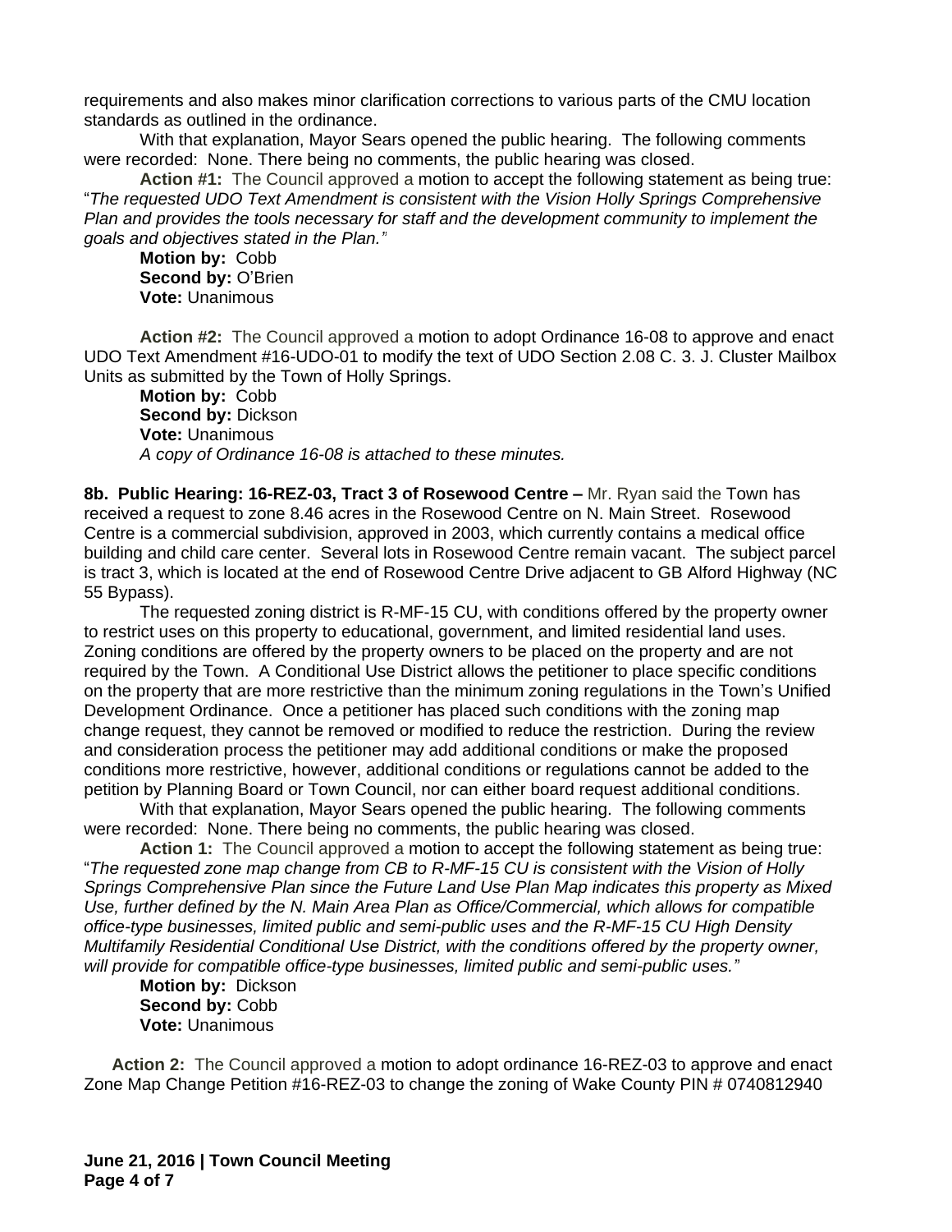requirements and also makes minor clarification corrections to various parts of the CMU location standards as outlined in the ordinance.

With that explanation, Mayor Sears opened the public hearing. The following comments were recorded: None. There being no comments, the public hearing was closed.

**Action #1:** The Council approved a motion to accept the following statement as being true: "*The requested UDO Text Amendment is consistent with the Vision Holly Springs Comprehensive Plan and provides the tools necessary for staff and the development community to implement the goals and objectives stated in the Plan.*"

**Motion by:** Cobb
**Second by:** O'Brien
**Vote:** Unanimous

**Action #2:** The Council approved a motion to adopt Ordinance 16-08 to approve and enact UDO Text Amendment #16-UDO-01 to modify the text of UDO Section 2.08 C. 3. J. Cluster Mailbox Units as submitted by the Town of Holly Springs.

**Motion by:** Cobb
**Second by:** Dickson
**Vote:** Unanimous
*A copy of Ordinance 16-08 is attached to these minutes.*

**8b. Public Hearing: 16-REZ-03, Tract 3 of Rosewood Centre –** Mr. Ryan said the Town has received a request to zone 8.46 acres in the Rosewood Centre on N. Main Street. Rosewood Centre is a commercial subdivision, approved in 2003, which currently contains a medical office building and child care center. Several lots in Rosewood Centre remain vacant. The subject parcel is tract 3, which is located at the end of Rosewood Centre Drive adjacent to GB Alford Highway (NC 55 Bypass).

The requested zoning district is R-MF-15 CU, with conditions offered by the property owner to restrict uses on this property to educational, government, and limited residential land uses. Zoning conditions are offered by the property owners to be placed on the property and are not required by the Town. A Conditional Use District allows the petitioner to place specific conditions on the property that are more restrictive than the minimum zoning regulations in the Town's Unified Development Ordinance. Once a petitioner has placed such conditions with the zoning map change request, they cannot be removed or modified to reduce the restriction. During the review and consideration process the petitioner may add additional conditions or make the proposed conditions more restrictive, however, additional conditions or regulations cannot be added to the petition by Planning Board or Town Council, nor can either board request additional conditions.

With that explanation, Mayor Sears opened the public hearing. The following comments were recorded: None. There being no comments, the public hearing was closed.

**Action 1:** The Council approved a motion to accept the following statement as being true: "*The requested zone map change from CB to R-MF-15 CU is consistent with the Vision of Holly Springs Comprehensive Plan since the Future Land Use Plan Map indicates this property as Mixed Use, further defined by the N. Main Area Plan as Office/Commercial, which allows for compatible office-type businesses, limited public and semi-public uses and the R-MF-15 CU High Density Multifamily Residential Conditional Use District, with the conditions offered by the property owner, will provide for compatible office-type businesses, limited public and semi-public uses.*"

**Motion by:** Dickson
**Second by:** Cobb
**Vote:** Unanimous

**Action 2:** The Council approved a motion to adopt ordinance 16-REZ-03 to approve and enact Zone Map Change Petition #16-REZ-03 to change the zoning of Wake County PIN # 0740812940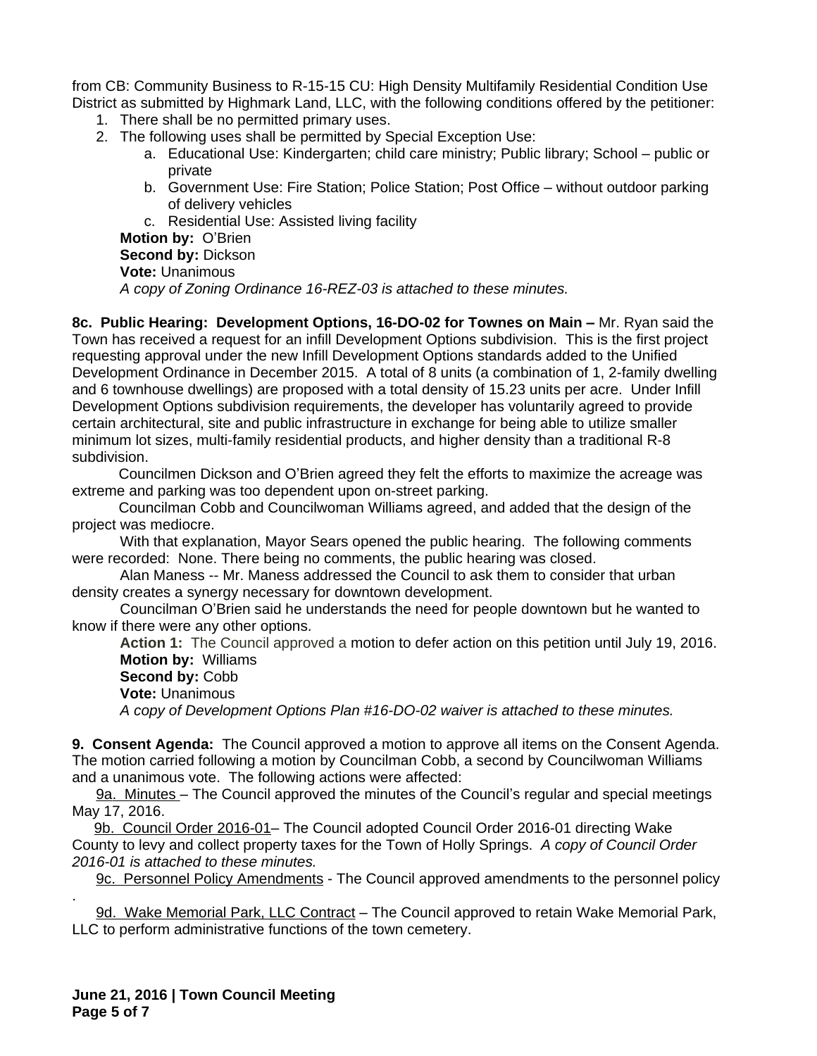from CB: Community Business to R-15-15 CU: High Density Multifamily Residential Condition Use District as submitted by Highmark Land, LLC, with the following conditions offered by the petitioner:

1. There shall be no permitted primary uses.
2. The following uses shall be permitted by Special Exception Use:
    a. Educational Use: Kindergarten; child care ministry; Public library; School – public or private
    b. Government Use: Fire Station; Police Station; Post Office – without outdoor parking of delivery vehicles
    c. Residential Use: Assisted living facility

**Motion by:** O'Brien
**Second by:** Dickson
**Vote:** Unanimous
*A copy of Zoning Ordinance 16-REZ-03 is attached to these minutes.*

**8c. Public Hearing: Development Options, 16-DO-02 for Townes on Main –** Mr. Ryan said the Town has received a request for an infill Development Options subdivision. This is the first project requesting approval under the new Infill Development Options standards added to the Unified Development Ordinance in December 2015. A total of 8 units (a combination of 1, 2-family dwelling and 6 townhouse dwellings) are proposed with a total density of 15.23 units per acre. Under Infill Development Options subdivision requirements, the developer has voluntarily agreed to provide certain architectural, site and public infrastructure in exchange for being able to utilize smaller minimum lot sizes, multi-family residential products, and higher density than a traditional R-8 subdivision.

Councilmen Dickson and O'Brien agreed they felt the efforts to maximize the acreage was extreme and parking was too dependent upon on-street parking.

Councilman Cobb and Councilwoman Williams agreed, and added that the design of the project was mediocre.

With that explanation, Mayor Sears opened the public hearing. The following comments were recorded: None. There being no comments, the public hearing was closed.

Alan Maness -- Mr. Maness addressed the Council to ask them to consider that urban density creates a synergy necessary for downtown development.

Councilman O'Brien said he understands the need for people downtown but he wanted to know if there were any other options.

**Action 1:** The Council approved a motion to defer action on this petition until July 19, 2016.
**Motion by:** Williams
**Second by:** Cobb
**Vote:** Unanimous
*A copy of Development Options Plan #16-DO-02 waiver is attached to these minutes.*

**9. Consent Agenda:** The Council approved a motion to approve all items on the Consent Agenda. The motion carried following a motion by Councilman Cobb, a second by Councilwoman Williams and a unanimous vote. The following actions were affected:

9a. Minutes – The Council approved the minutes of the Council's regular and special meetings May 17, 2016.

9b. Council Order 2016-01– The Council adopted Council Order 2016-01 directing Wake County to levy and collect property taxes for the Town of Holly Springs. *A copy of Council Order 2016-01 is attached to these minutes.*

9c. Personnel Policy Amendments - The Council approved amendments to the personnel policy.

9d. Wake Memorial Park, LLC Contract – The Council approved to retain Wake Memorial Park, LLC to perform administrative functions of the town cemetery.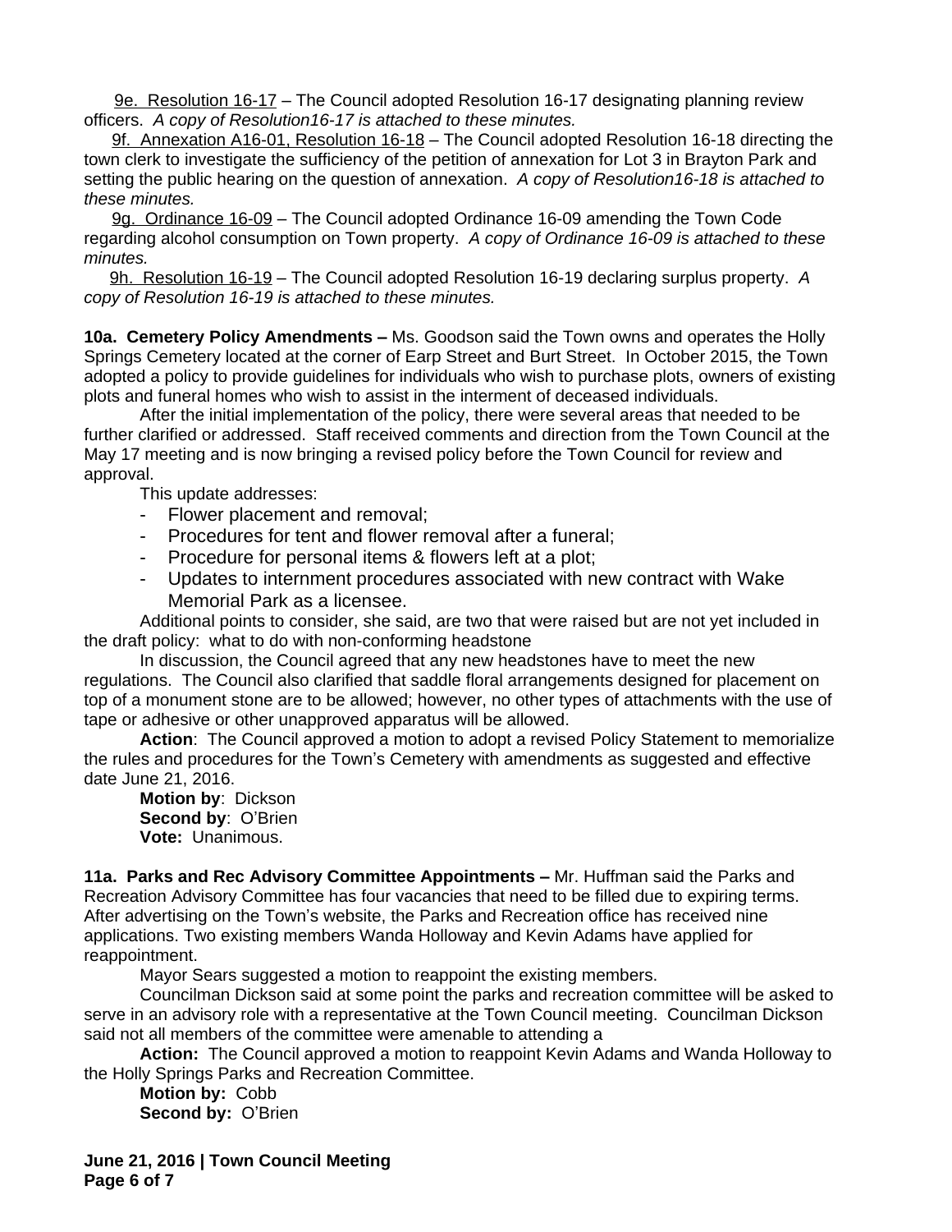9e. Resolution 16-17 – The Council adopted Resolution 16-17 designating planning review officers. *A copy of Resolution16-17 is attached to these minutes.*

9f. Annexation A16-01, Resolution 16-18 – The Council adopted Resolution 16-18 directing the town clerk to investigate the sufficiency of the petition of annexation for Lot 3 in Brayton Park and setting the public hearing on the question of annexation. *A copy of Resolution16-18 is attached to these minutes.*

9g. Ordinance 16-09 – The Council adopted Ordinance 16-09 amending the Town Code regarding alcohol consumption on Town property. *A copy of Ordinance 16-09 is attached to these minutes.*

9h. Resolution 16-19 – The Council adopted Resolution 16-19 declaring surplus property. *A copy of Resolution 16-19 is attached to these minutes.*

**10a. Cemetery Policy Amendments –** Ms. Goodson said the Town owns and operates the Holly Springs Cemetery located at the corner of Earp Street and Burt Street. In October 2015, the Town adopted a policy to provide guidelines for individuals who wish to purchase plots, owners of existing plots and funeral homes who wish to assist in the interment of deceased individuals.

After the initial implementation of the policy, there were several areas that needed to be further clarified or addressed. Staff received comments and direction from the Town Council at the May 17 meeting and is now bringing a revised policy before the Town Council for review and approval.

This update addresses:

- Flower placement and removal;
- Procedures for tent and flower removal after a funeral;
- Procedure for personal items & flowers left at a plot;
- Updates to internment procedures associated with new contract with Wake Memorial Park as a licensee.

Additional points to consider, she said, are two that were raised but are not yet included in the draft policy: what to do with non-conforming headstone

In discussion, the Council agreed that any new headstones have to meet the new regulations. The Council also clarified that saddle floral arrangements designed for placement on top of a monument stone are to be allowed; however, no other types of attachments with the use of tape or adhesive or other unapproved apparatus will be allowed.

**Action**: The Council approved a motion to adopt a revised Policy Statement to memorialize the rules and procedures for the Town's Cemetery with amendments as suggested and effective date June 21, 2016.

**Motion by**: Dickson
**Second by**: O'Brien
**Vote:** Unanimous.

**11a. Parks and Rec Advisory Committee Appointments –** Mr. Huffman said the Parks and Recreation Advisory Committee has four vacancies that need to be filled due to expiring terms. After advertising on the Town's website, the Parks and Recreation office has received nine applications. Two existing members Wanda Holloway and Kevin Adams have applied for reappointment.

Mayor Sears suggested a motion to reappoint the existing members.

Councilman Dickson said at some point the parks and recreation committee will be asked to serve in an advisory role with a representative at the Town Council meeting. Councilman Dickson said not all members of the committee were amenable to attending a

**Action:** The Council approved a motion to reappoint Kevin Adams and Wanda Holloway to the Holly Springs Parks and Recreation Committee.

**Motion by:** Cobb
**Second by:** O'Brien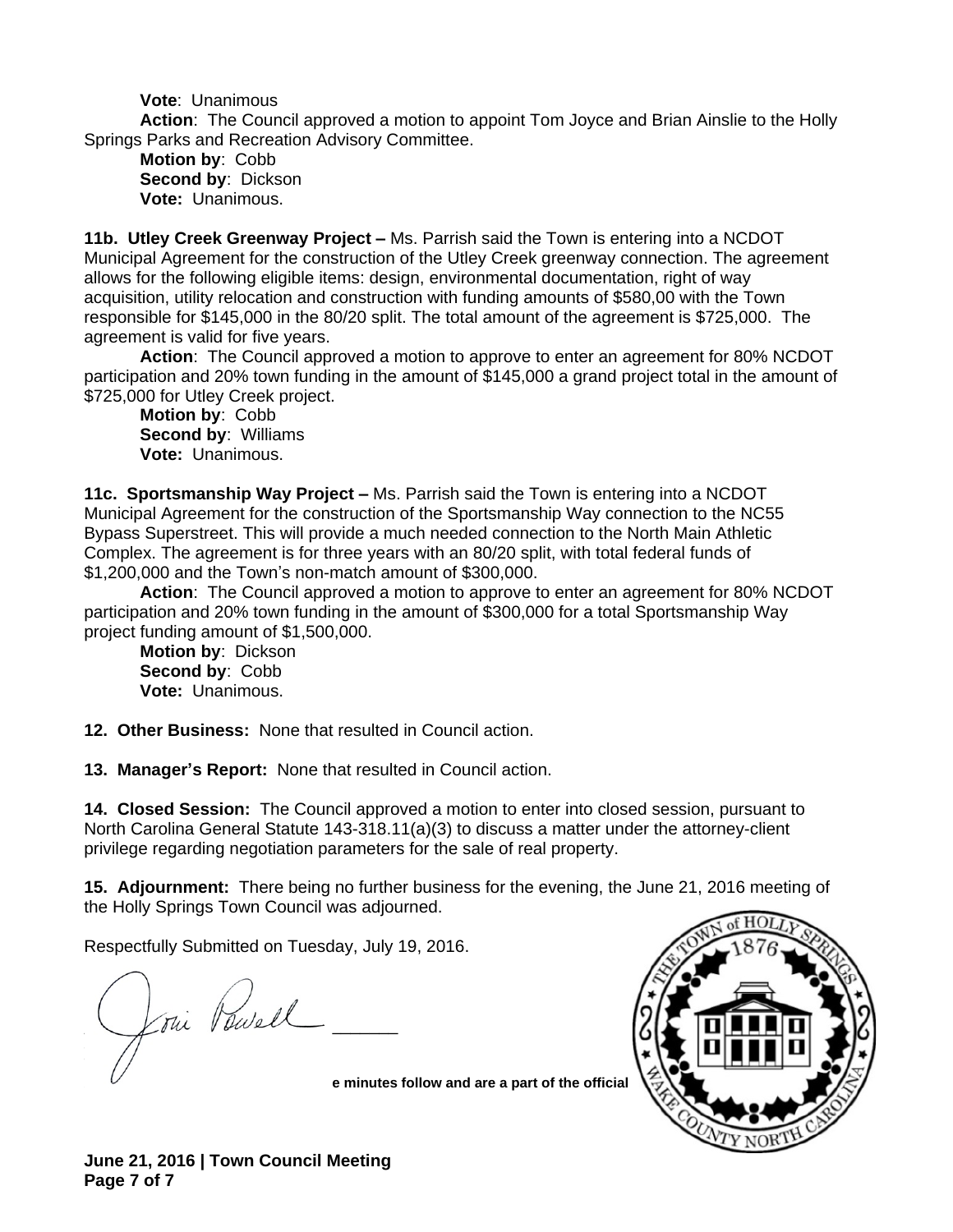**Vote**: Unanimous

**Action**: The Council approved a motion to appoint Tom Joyce and Brian Ainslie to the Holly Springs Parks and Recreation Advisory Committee.

**Motion by**: Cobb
**Second by**: Dickson
**Vote:** Unanimous.

**11b. Utley Creek Greenway Project –** Ms. Parrish said the Town is entering into a NCDOT Municipal Agreement for the construction of the Utley Creek greenway connection. The agreement allows for the following eligible items: design, environmental documentation, right of way acquisition, utility relocation and construction with funding amounts of $580,00 with the Town responsible for $145,000 in the 80/20 split. The total amount of the agreement is $725,000. The agreement is valid for five years.

**Action**: The Council approved a motion to approve to enter an agreement for 80% NCDOT participation and 20% town funding in the amount of $145,000 a grand project total in the amount of $725,000 for Utley Creek project.

**Motion by**: Cobb
**Second by**: Williams
**Vote:** Unanimous.

**11c. Sportsmanship Way Project –** Ms. Parrish said the Town is entering into a NCDOT Municipal Agreement for the construction of the Sportsmanship Way connection to the NC55 Bypass Superstreet. This will provide a much needed connection to the North Main Athletic Complex. The agreement is for three years with an 80/20 split, with total federal funds of $1,200,000 and the Town's non-match amount of $300,000.

**Action**: The Council approved a motion to approve to enter an agreement for 80% NCDOT participation and 20% town funding in the amount of $300,000 for a total Sportsmanship Way project funding amount of $1,500,000.

**Motion by**: Dickson
**Second by**: Cobb
**Vote:** Unanimous.

**12. Other Business:** None that resulted in Council action.

**13. Manager's Report:** None that resulted in Council action.

**14. Closed Session:** The Council approved a motion to enter into closed session, pursuant to North Carolina General Statute 143-318.11(a)(3) to discuss a matter under the attorney-client privilege regarding negotiation parameters for the sale of real property.

**15. Adjournment:** There being no further business for the evening, the June 21, 2016 meeting of the Holly Springs Town Council was adjourned.

Respectfully Submitted on Tuesday, July 19, 2016.

Joni Powell ______

**e minutes follow and are a part of the official**